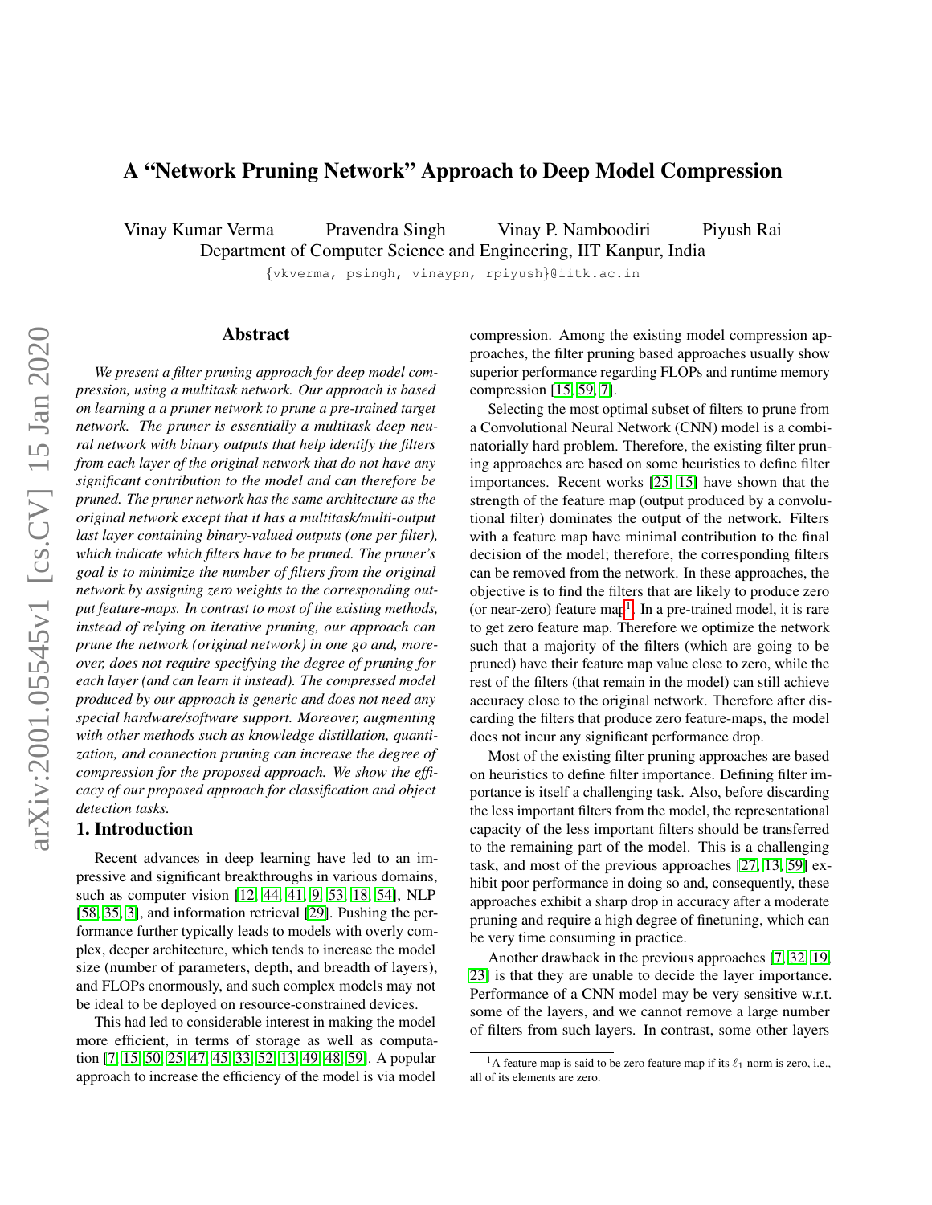# A "Network Pruning Network" Approach to Deep Model Compression

Vinay Kumar Verma  Pravendra Singh  Vinay P. Namboodiri  Piyush Rai
Department of Computer Science and Engineering, IIT Kanpur, India
{vkverma, psingh, vinaypn, rpiyush}@iitk.ac.in

## Abstract

*We present a filter pruning approach for deep model compression, using a multitask network. Our approach is based on learning a a pruner network to prune a pre-trained target network. The pruner is essentially a multitask deep neural network with binary outputs that help identify the filters from each layer of the original network that do not have any significant contribution to the model and can therefore be pruned. The pruner network has the same architecture as the original network except that it has a multitask/multi-output last layer containing binary-valued outputs (one per filter), which indicate which filters have to be pruned. The pruner's goal is to minimize the number of filters from the original network by assigning zero weights to the corresponding output feature-maps. In contrast to most of the existing methods, instead of relying on iterative pruning, our approach can prune the network (original network) in one go and, moreover, does not require specifying the degree of pruning for each layer (and can learn it instead). The compressed model produced by our approach is generic and does not need any special hardware/software support. Moreover, augmenting with other methods such as knowledge distillation, quantization, and connection pruning can increase the degree of compression for the proposed approach. We show the efficacy of our proposed approach for classification and object detection tasks.*

## 1. Introduction

Recent advances in deep learning have led to an impressive and significant breakthroughs in various domains, such as computer vision [12, 44, 41, 9, 53, 18, 54], NLP [58, 35, 3], and information retrieval [29]. Pushing the performance further typically leads to models with overly complex, deeper architecture, which tends to increase the model size (number of parameters, depth, and breadth of layers), and FLOPs enormously, and such complex models may not be ideal to be deployed on resource-constrained devices.

This had led to considerable interest in making the model more efficient, in terms of storage as well as computation [7, 15, 50, 25, 47, 45, 33, 52, 13, 49, 48, 59]. A popular approach to increase the efficiency of the model is via model compression. Among the existing model compression approaches, the filter pruning based approaches usually show superior performance regarding FLOPs and runtime memory compression [15, 59, 7].

Selecting the most optimal subset of filters to prune from a Convolutional Neural Network (CNN) model is a combinatorially hard problem. Therefore, the existing filter pruning approaches are based on some heuristics to define filter importances. Recent works [25, 15] have shown that the strength of the feature map (output produced by a convolutional filter) dominates the output of the network. Filters with a feature map have minimal contribution to the final decision of the model; therefore, the corresponding filters can be removed from the network. In these approaches, the objective is to find the filters that are likely to produce zero (or near-zero) feature map[1]. In a pre-trained model, it is rare to get zero feature map. Therefore we optimize the network such that a majority of the filters (which are going to be pruned) have their feature map value close to zero, while the rest of the filters (that remain in the model) can still achieve accuracy close to the original network. Therefore after discarding the filters that produce zero feature-maps, the model does not incur any significant performance drop.

Most of the existing filter pruning approaches are based on heuristics to define filter importance. Defining filter importance is itself a challenging task. Also, before discarding the less important filters from the model, the representational capacity of the less important filters should be transferred to the remaining part of the model. This is a challenging task, and most of the previous approaches [27, 13, 59] exhibit poor performance in doing so and, consequently, these approaches exhibit a sharp drop in accuracy after a moderate pruning and require a high degree of finetuning, which can be very time consuming in practice.

Another drawback in the previous approaches [7, 32, 19, 23] is that they are unable to decide the layer importance. Performance of a CNN model may be very sensitive w.r.t. some of the layers, and we cannot remove a large number of filters from such layers. In contrast, some other layers

[1] A feature map is said to be zero feature map if its $\ell_1$ norm is zero, i.e., all of its elements are zero.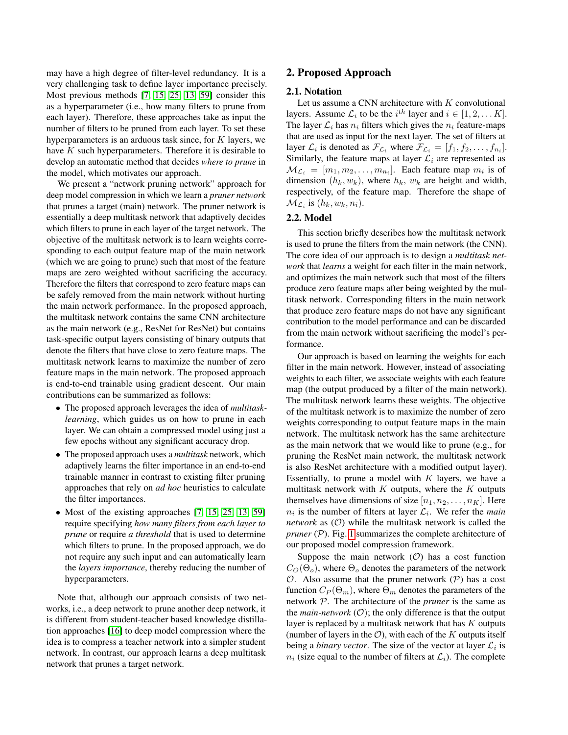may have a high degree of filter-level redundancy. It is a very challenging task to define layer importance precisely. Most previous methods [7, 15, 25, 13, 59] consider this as a hyperparameter (i.e., how many filters to prune from each layer). Therefore, these approaches take as input the number of filters to be pruned from each layer. To set these hyperparameters is an arduous task since, for $K$ layers, we have $K$ such hyperparameters. Therefore it is desirable to develop an automatic method that decides *where to prune* in the model, which motivates our approach.

We present a "network pruning network" approach for deep model compression in which we learn a *pruner network* that prunes a target (main) network. The pruner network is essentially a deep multitask network that adaptively decides which filters to prune in each layer of the target network. The objective of the multitask network is to learn weights corresponding to each output feature map of the main network (which we are going to prune) such that most of the feature maps are zero weighted without sacrificing the accuracy. Therefore the filters that correspond to zero feature maps can be safely removed from the main network without hurting the main network performance. In the proposed approach, the multitask network contains the same CNN architecture as the main network (e.g., ResNet for ResNet) but contains task-specific output layers consisting of binary outputs that denote the filters that have close to zero feature maps. The multitask network learns to maximize the number of zero feature maps in the main network. The proposed approach is end-to-end trainable using gradient descent. Our main contributions can be summarized as follows:

- The proposed approach leverages the idea of *multitask-learning*, which guides us on how to prune in each layer. We can obtain a compressed model using just a few epochs without any significant accuracy drop.
- The proposed approach uses a *multitask* network, which adaptively learns the filter importance in an end-to-end trainable manner in contrast to existing filter pruning approaches that rely on *ad hoc* heuristics to calculate the filter importances.
- Most of the existing approaches [7, 15, 25, 13, 59] require specifying *how many filters from each layer to prune* or require *a threshold* that is used to determine which filters to prune. In the proposed approach, we do not require any such input and can automatically learn the *layers importance*, thereby reducing the number of hyperparameters.

Note that, although our approach consists of two networks, i.e., a deep network to prune another deep network, it is different from student-teacher based knowledge distillation approaches [16] to deep model compression where the idea is to compress a teacher network into a simpler student network. In contrast, our approach learns a deep multitask network that prunes a target network.

# 2. Proposed Approach

## 2.1. Notation

Let us assume a CNN architecture with $K$ convolutional layers. Assume $\mathcal{L}_i$ to be the $i^{th}$ layer and $i \in [1, 2, \ldots K]$. The layer $\mathcal{L}_i$ has $n_i$ filters which gives the $n_i$ feature-maps that are used as input for the next layer. The set of filters at layer $\mathcal{L}_i$ is denoted as $\mathcal{F}_{\mathcal{L}_i}$ where $\mathcal{F}_{\mathcal{L}_i} = [f_1, f_2, \ldots, f_{n_i}]$. Similarly, the feature maps at layer $\mathcal{L}_i$ are represented as $\mathcal{M}_{\mathcal{L}_i} = [m_1, m_2, \ldots, m_{n_i}]$. Each feature map $m_i$ is of dimension $(h_k, w_k)$, where $h_k$, $w_k$ are height and width, respectively, of the feature map. Therefore the shape of $\mathcal{M}_{\mathcal{L}_i}$ is $(h_k, w_k, n_i)$.

## 2.2. Model

This section briefly describes how the multitask network is used to prune the filters from the main network (the CNN). The core idea of our approach is to design a *multitask network* that *learns* a weight for each filter in the main network, and optimizes the main network such that most of the filters produce zero feature maps after being weighted by the multitask network. Corresponding filters in the main network that produce zero feature maps do not have any significant contribution to the model performance and can be discarded from the main network without sacrificing the model's performance.

Our approach is based on learning the weights for each filter in the main network. However, instead of associating weights to each filter, we associate weights with each feature map (the output produced by a filter of the main network). The multitask network learns these weights. The objective of the multitask network is to maximize the number of zero weights corresponding to output feature maps in the main network. The multitask network has the same architecture as the main network that we would like to prune (e.g., for pruning the ResNet main network, the multitask network is also ResNet architecture with a modified output layer). Essentially, to prune a model with $K$ layers, we have a multitask network with $K$ outputs, where the $K$ outputs themselves have dimensions of size $[n_1, n_2, \ldots, n_K]$. Here $n_i$ is the number of filters at layer $\mathcal{L}_i$. We refer the *main network* as $(\mathcal{O})$ while the multitask network is called the *pruner* $(\mathcal{P})$. Fig. 1 summarizes the complete architecture of our proposed model compression framework.

Suppose the main network $(\mathcal{O})$ has a cost function $C_O(\Theta_o)$, where $\Theta_o$ denotes the parameters of the network $\mathcal{O}$. Also assume that the pruner network $(\mathcal{P})$ has a cost function $C_P(\Theta_m)$, where $\Theta_m$ denotes the parameters of the network $\mathcal{P}$. The architecture of the *pruner* is the same as the *main-network* $(\mathcal{O})$; the only difference is that the output layer is replaced by a multitask network that has $K$ outputs (number of layers in the $\mathcal{O}$), with each of the $K$ outputs itself being a *binary vector*. The size of the vector at layer $\mathcal{L}_i$ is $n_i$ (size equal to the number of filters at $\mathcal{L}_i$). The complete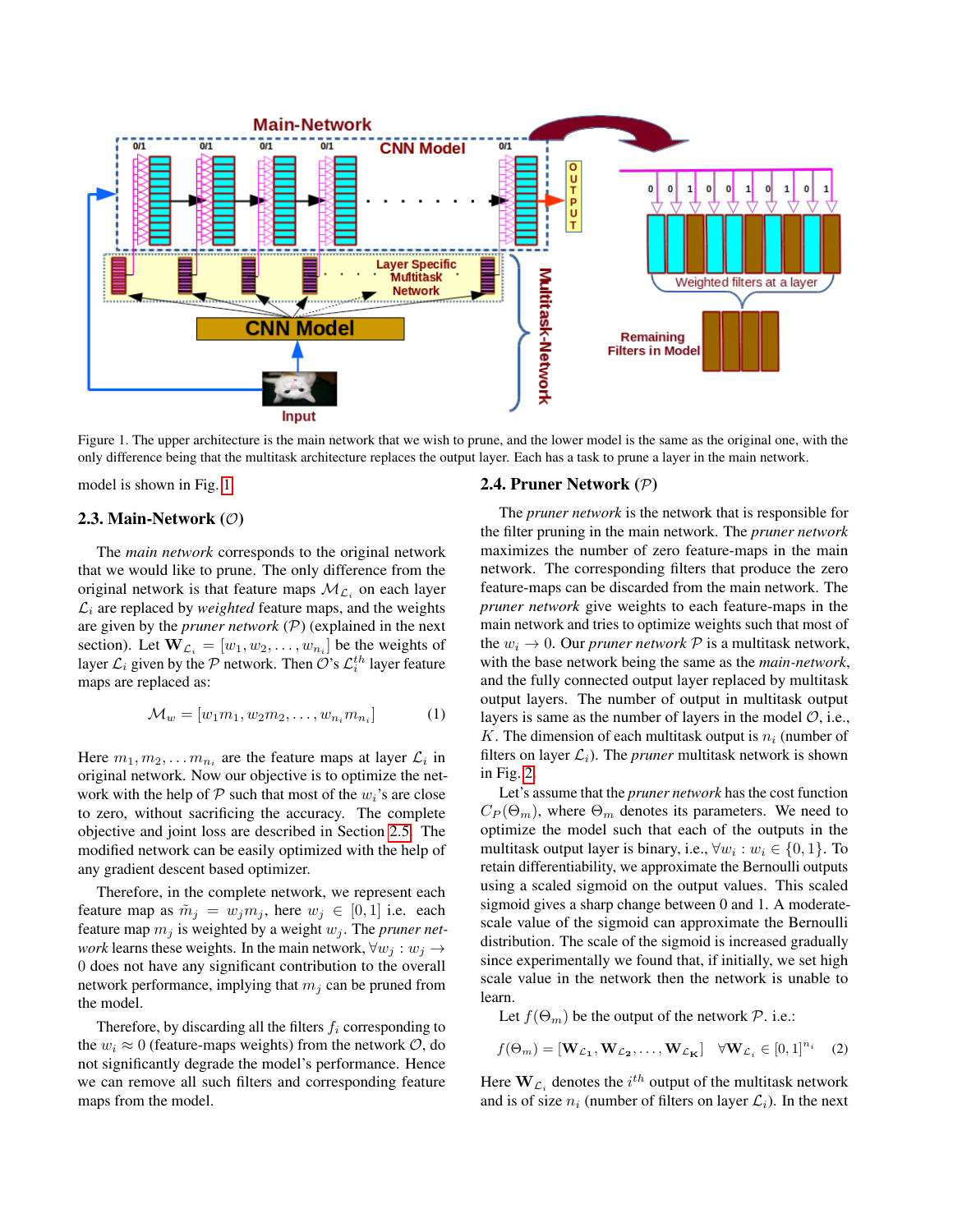Figure 1. The upper architecture is the main network that we wish to prune, and the lower model is the same as the original one, with the only difference being that the multitask architecture replaces the output layer. Each has a task to prune a layer in the main network.

model is shown in Fig. 1.

### 2.3. Main-Network ($\mathcal{O}$)

The *main network* corresponds to the original network that we would like to prune. The only difference from the original network is that feature maps $\mathcal{M}_{\mathcal{L}_i}$ on each layer $\mathcal{L}_i$ are replaced by *weighted* feature maps, and the weights are given by the *pruner network* ($\mathcal{P}$) (explained in the next section). Let $\mathbf{W}_{\mathcal{L}_i} = [w_1, w_2, \dots, w_{n_i}]$ be the weights of layer $\mathcal{L}_i$ given by the $\mathcal{P}$ network. Then $\mathcal{O}$'s $\mathcal{L}_i^{th}$ layer feature maps are replaced as:

$$\mathcal{M}_w = [w_1 m_1, w_2 m_2, \dots, w_{n_i} m_{n_i}] \quad (1)$$

Here $m_1, m_2, \dots m_{n_i}$ are the feature maps at layer $\mathcal{L}_i$ in original network. Now our objective is to optimize the network with the help of $\mathcal{P}$ such that most of the $w_i$'s are close to zero, without sacrificing the accuracy. The complete objective and joint loss are described in Section 2.5. The modified network can be easily optimized with the help of any gradient descent based optimizer.

Therefore, in the complete network, we represent each feature map as $\tilde{m}_j = w_j m_j$, here $w_j \in [0, 1]$ i.e. each feature map $m_j$ is weighted by a weight $w_j$. The *pruner network* learns these weights. In the main network, $\forall w_j : w_j \rightarrow 0$ does not have any significant contribution to the overall network performance, implying that $m_j$ can be pruned from the model.

Therefore, by discarding all the filters $f_i$ corresponding to the $w_i \approx 0$ (feature-maps weights) from the network $\mathcal{O}$, do not significantly degrade the model's performance. Hence we can remove all such filters and corresponding feature maps from the model.

### 2.4. Pruner Network ($\mathcal{P}$)

The *pruner network* is the network that is responsible for the filter pruning in the main network. The *pruner network* maximizes the number of zero feature-maps in the main network. The corresponding filters that produce the zero feature-maps can be discarded from the main network. The *pruner network* give weights to each feature-maps in the main network and tries to optimize weights such that most of the $w_i \rightarrow 0$. Our *pruner network* $\mathcal{P}$ is a multitask network, with the base network being the same as the *main-network*, and the fully connected output layer replaced by multitask output layers. The number of output in multitask output layers is same as the number of layers in the model $\mathcal{O}$, i.e., $K$. The dimension of each multitask output is $n_i$ (number of filters on layer $\mathcal{L}_i$). The *pruner* multitask network is shown in Fig. 2.

Let's assume that the *pruner network* has the cost function $C_P(\Theta_m)$, where $\Theta_m$ denotes its parameters. We need to optimize the model such that each of the outputs in the multitask output layer is binary, i.e., $\forall w_i : w_i \in \{0, 1\}$. To retain differentiability, we approximate the Bernoulli outputs using a scaled sigmoid on the output values. This scaled sigmoid gives a sharp change between 0 and 1. A moderate-scale value of the sigmoid can approximate the Bernoulli distribution. The scale of the sigmoid is increased gradually since experimentally we found that, if initially, we set high scale value in the network then the network is unable to learn.

Let $f(\Theta_m)$ be the output of the network $\mathcal{P}$. i.e.:

$$f(\Theta_m) = [\mathbf{W}_{\mathcal{L}_1}, \mathbf{W}_{\mathcal{L}_2}, \dots, \mathbf{W}_{\mathcal{L}_K}] \quad \forall \mathbf{W}_{\mathcal{L}_i} \in [0, 1]^{n_i} \quad (2)$$

Here $\mathbf{W}_{\mathcal{L}_i}$ denotes the $i^{th}$ output of the multitask network and is of size $n_i$ (number of filters on layer $\mathcal{L}_i$). In the next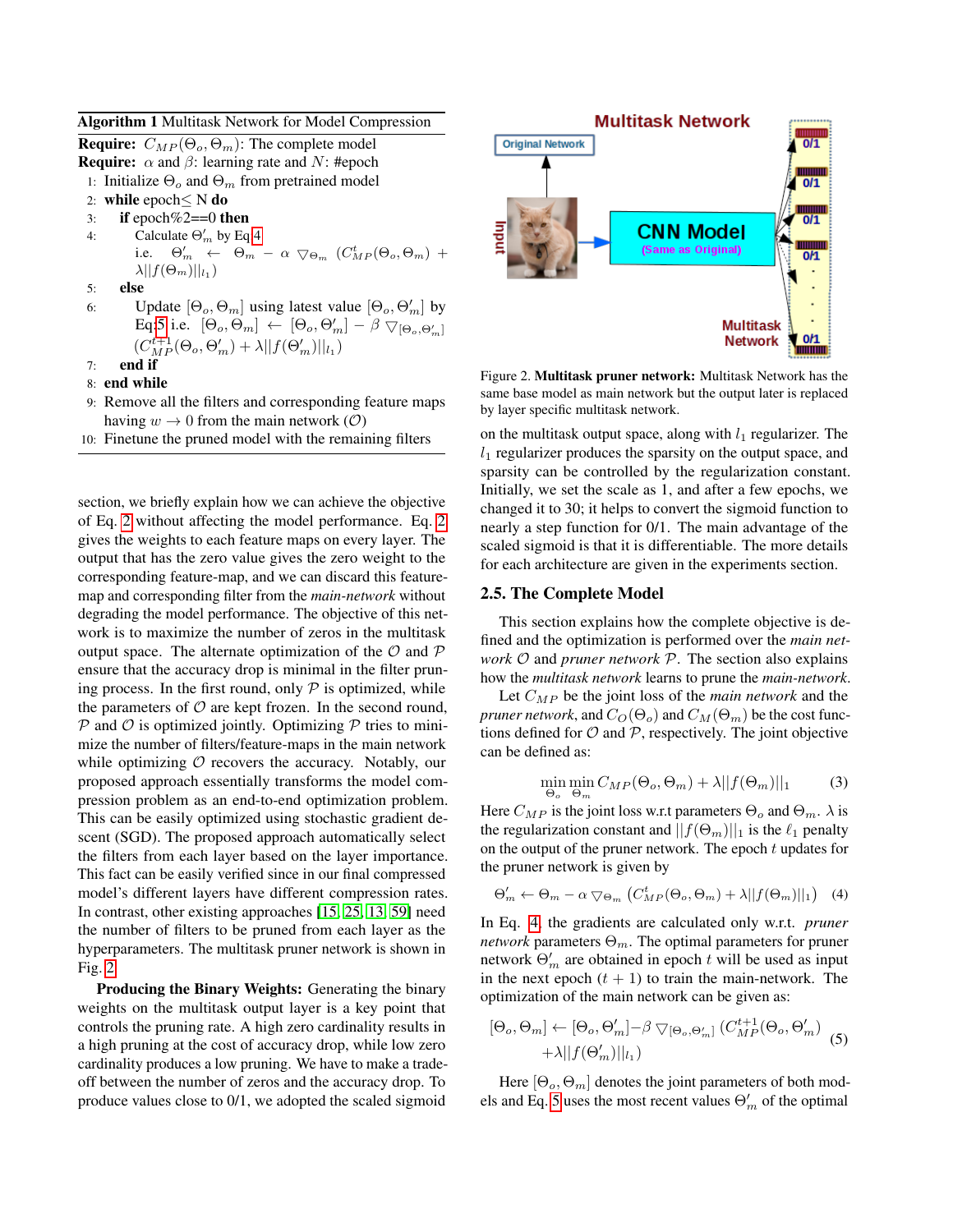**Algorithm 1** Multitask Network for Model Compression

**Require:** $C_{MP}(\Theta_o, \Theta_m)$: The complete model
**Require:** $\alpha$ and $\beta$: learning rate and $N$: #epoch

1: Initialize $\Theta_o$ and $\Theta_m$ from pretrained model
2: **while** epoch$\leq$ N **do**
3: **if** epoch%2==0 **then**
4: Calculate $\Theta'_m$ by Eq 4 i.e. $\Theta'_m \leftarrow \Theta_m - \alpha \bigtriangledown_{\Theta_m} (C^t_{MP}(\Theta_o, \Theta_m) + \lambda||f(\Theta_m)||_{l_1})$
5: **else**
6: Update $[\Theta_o, \Theta_m]$ using latest value $[\Theta_o, \Theta'_m]$ by Eq:5 i.e. $[\Theta_o, \Theta_m] \leftarrow [\Theta_o, \Theta'_m] - \beta \bigtriangledown_{[\Theta_o, \Theta'_m]} (C^{t+1}_{MP}(\Theta_o, \Theta'_m) + \lambda||f(\Theta'_m)||_{l_1})$
7: **end if**
8: **end while**
9: Remove all the filters and corresponding feature maps having $w \rightarrow 0$ from the main network ($\mathcal{O}$)
10: Finetune the pruned model with the remaining filters

section, we briefly explain how we can achieve the objective of Eq. 2 without affecting the model performance. Eq. 2 gives the weights to each feature maps on every layer. The output that has the zero value gives the zero weight to the corresponding feature-map, and we can discard this feature-map and corresponding filter from the *main-network* without degrading the model performance. The objective of this network is to maximize the number of zeros in the multitask output space. The alternate optimization of the $\mathcal{O}$ and $\mathcal{P}$ ensure that the accuracy drop is minimal in the filter pruning process. In the first round, only $\mathcal{P}$ is optimized, while the parameters of $\mathcal{O}$ are kept frozen. In the second round, $\mathcal{P}$ and $\mathcal{O}$ is optimized jointly. Optimizing $\mathcal{P}$ tries to minimize the number of filters/feature-maps in the main network while optimizing $\mathcal{O}$ recovers the accuracy. Notably, our proposed approach essentially transforms the model compression problem as an end-to-end optimization problem. This can be easily optimized using stochastic gradient descent (SGD). The proposed approach automatically select the filters from each layer based on the layer importance. This fact can be easily verified since in our final compressed model's different layers have different compression rates. In contrast, other existing approaches [15, 25, 13, 59] need the number of filters to be pruned from each layer as the hyperparameters. The multitask pruner network is shown in Fig. 2.

**Producing the Binary Weights:** Generating the binary weights on the multitask output layer is a key point that controls the pruning rate. A high zero cardinality results in a high pruning at the cost of accuracy drop, while low zero cardinality produces a low pruning. We have to make a trade-off between the number of zeros and the accuracy drop. To produce values close to 0/1, we adopted the scaled sigmoid

Figure 2. **Multitask pruner network:** Multitask Network has the same base model as main network but the output later is replaced by layer specific multitask network.

on the multitask output space, along with $l_1$ regularizer. The $l_1$ regularizer produces the sparsity on the output space, and sparsity can be controlled by the regularization constant. Initially, we set the scale as 1, and after a few epochs, we changed it to 30; it helps to convert the sigmoid function to nearly a step function for 0/1. The main advantage of the scaled sigmoid is that it is differentiable. The more details for each architecture are given in the experiments section.

## 2.5. The Complete Model

This section explains how the complete objective is defined and the optimization is performed over the *main network* $\mathcal{O}$ and *pruner network* $\mathcal{P}$. The section also explains how the *multitask network* learns to prune the *main-network*.

Let $C_{MP}$ be the joint loss of the *main network* and the *pruner network*, and $C_O(\Theta_o)$ and $C_M(\Theta_m)$ be the cost functions defined for $\mathcal{O}$ and $\mathcal{P}$, respectively. The joint objective can be defined as:

$$\min_{\Theta_o} \min_{\Theta_m} C_{MP}(\Theta_o, \Theta_m) + \lambda||f(\Theta_m)||_1 \quad (3)$$

Here $C_{MP}$ is the joint loss w.r.t parameters $\Theta_o$ and $\Theta_m$. $\lambda$ is the regularization constant and $||f(\Theta_m)||_1$ is the $\ell_1$ penalty on the output of the pruner network. The epoch $t$ updates for the pruner network is given by

$$\Theta'_m \leftarrow \Theta_m - \alpha \bigtriangledown_{\Theta_m} (C^t_{MP}(\Theta_o, \Theta_m) + \lambda||f(\Theta_m)||_1) \quad (4)$$

In Eq. 4, the gradients are calculated only w.r.t. *pruner network* parameters $\Theta_m$. The optimal parameters for pruner network $\Theta'_m$ are obtained in epoch $t$ will be used as input in the next epoch $(t+1)$ to train the main-network. The optimization of the main network can be given as:

$$[\Theta_o, \Theta_m] \leftarrow [\Theta_o, \Theta'_m] - \beta \bigtriangledown_{[\Theta_o, \Theta'_m]} (C^{t+1}_{MP}(\Theta_o, \Theta'_m) + \lambda||f(\Theta'_m)||_{l_1}) \quad (5)$$

Here $[\Theta_o, \Theta_m]$ denotes the joint parameters of both models and Eq. 5 uses the most recent values $\Theta'_m$ of the optimal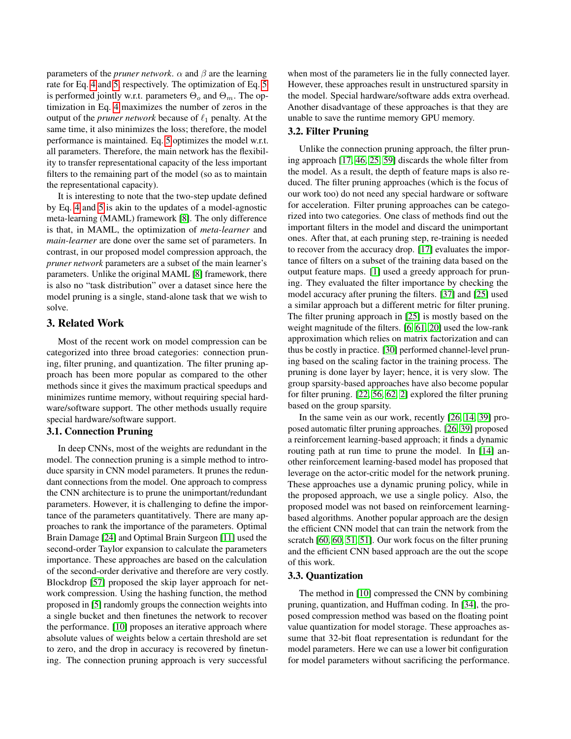parameters of the *pruner network*. $\alpha$ and $\beta$ are the learning rate for Eq. 4 and 5, respectively. The optimization of Eq. 5 is performed jointly w.r.t. parameters $\Theta_o$ and $\Theta_m$. The optimization in Eq. 4 maximizes the number of zeros in the output of the *pruner network* because of $\ell_1$ penalty. At the same time, it also minimizes the loss; therefore, the model performance is maintained. Eq. 5 optimizes the model w.r.t. all parameters. Therefore, the main network has the flexibility to transfer representational capacity of the less important filters to the remaining part of the model (so as to maintain the representational capacity).

It is interesting to note that the two-step update defined by Eq. 4 and 5 is akin to the updates of a model-agnostic meta-learning (MAML) framework [8]. The only difference is that, in MAML, the optimization of *meta-learner* and *main-learner* are done over the same set of parameters. In contrast, in our proposed model compression approach, the *pruner network* parameters are a subset of the main learner's parameters. Unlike the original MAML [8] framework, there is also no "task distribution" over a dataset since here the model pruning is a single, stand-alone task that we wish to solve.

## 3. Related Work

Most of the recent work on model compression can be categorized into three broad categories: connection pruning, filter pruning, and quantization. The filter pruning approach has been more popular as compared to the other methods since it gives the maximum practical speedups and minimizes runtime memory, without requiring special hardware/software support. The other methods usually require special hardware/software support.

### 3.1. Connection Pruning

In deep CNNs, most of the weights are redundant in the model. The connection pruning is a simple method to introduce sparsity in CNN model parameters. It prunes the redundant connections from the model. One approach to compress the CNN architecture is to prune the unimportant/redundant parameters. However, it is challenging to define the importance of the parameters quantitatively. There are many approaches to rank the importance of the parameters. Optimal Brain Damage [24] and Optimal Brain Surgeon [11] used the second-order Taylor expansion to calculate the parameters importance. These approaches are based on the calculation of the second-order derivative and therefore are very costly. Blockdrop [57] proposed the skip layer approach for network compression. Using the hashing function, the method proposed in [5] randomly groups the connection weights into a single bucket and then finetunes the network to recover the performance. [10] proposes an iterative approach where absolute values of weights below a certain threshold are set to zero, and the drop in accuracy is recovered by finetuning. The connection pruning approach is very successful when most of the parameters lie in the fully connected layer. However, these approaches result in unstructured sparsity in the model. Special hardware/software adds extra overhead. Another disadvantage of these approaches is that they are unable to save the runtime memory GPU memory.

### 3.2. Filter Pruning

Unlike the connection pruning approach, the filter pruning approach [17, 46, 25, 59] discards the whole filter from the model. As a result, the depth of feature maps is also reduced. The filter pruning approaches (which is the focus of our work too) do not need any special hardware or software for acceleration. Filter pruning approaches can be categorized into two categories. One class of methods find out the important filters in the model and discard the unimportant ones. After that, at each pruning step, re-training is needed to recover from the accuracy drop. [17] evaluates the importance of filters on a subset of the training data based on the output feature maps. [1] used a greedy approach for pruning. They evaluated the filter importance by checking the model accuracy after pruning the filters. [37] and [25] used a similar approach but a different metric for filter pruning. The filter pruning approach in [25] is mostly based on the weight magnitude of the filters. [6, 61, 20] used the low-rank approximation which relies on matrix factorization and can thus be costly in practice. [30] performed channel-level pruning based on the scaling factor in the training process. The pruning is done layer by layer; hence, it is very slow. The group sparsity-based approaches have also become popular for filter pruning. [22, 56, 62, 2] explored the filter pruning based on the group sparsity.

In the same vein as our work, recently [26, 14, 39] proposed automatic filter pruning approaches. [26, 39] proposed a reinforcement learning-based approach; it finds a dynamic routing path at run time to prune the model. In [14] another reinforcement learning-based model has proposed that leverage on the actor-critic model for the network pruning. These approaches use a dynamic pruning policy, while in the proposed approach, we use a single policy. Also, the proposed model was not based on reinforcement learning-based algorithms. Another popular approach are the design the efficient CNN model that can train the network from the scratch [60, 60, 51, 51]. Our work focus on the filter pruning and the efficient CNN based approach are the out the scope of this work.

### 3.3. Quantization

The method in [10] compressed the CNN by combining pruning, quantization, and Huffman coding. In [34], the proposed compression method was based on the floating point value quantization for model storage. These approaches assume that 32-bit float representation is redundant for the model parameters. Here we can use a lower bit configuration for model parameters without sacrificing the performance.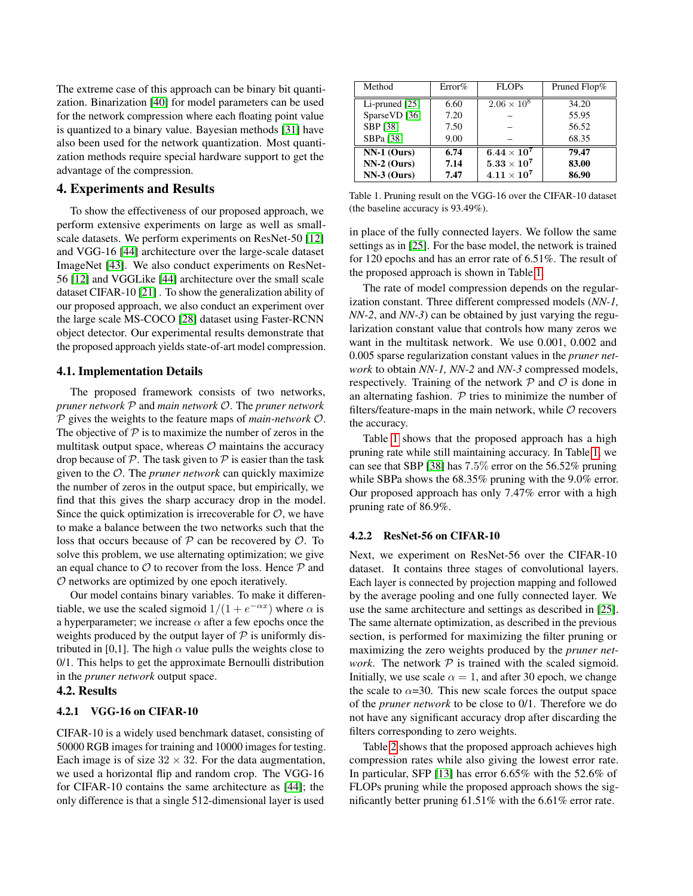The extreme case of this approach can be binary bit quantization. Binarization [40] for model parameters can be used for the network compression where each floating point value is quantized to a binary value. Bayesian methods [31] have also been used for the network quantization. Most quantization methods require special hardware support to get the advantage of the compression.

# 4. Experiments and Results

To show the effectiveness of our proposed approach, we perform extensive experiments on large as well as small-scale datasets. We perform experiments on ResNet-50 [12] and VGG-16 [44] architecture over the large-scale dataset ImageNet [43]. We also conduct experiments on ResNet-56 [12] and VGGLike [44] architecture over the small scale dataset CIFAR-10 [21] . To show the generalization ability of our proposed approach, we also conduct an experiment over the large scale MS-COCO [28] dataset using Faster-RCNN object detector. Our experimental results demonstrate that the proposed approach yields state-of-art model compression.

## 4.1. Implementation Details

The proposed framework consists of two networks, *pruner network* $\mathcal{P}$ and *main network* $\mathcal{O}$. The *pruner network* $\mathcal{P}$ gives the weights to the feature maps of *main-network* $\mathcal{O}$. The objective of $\mathcal{P}$ is to maximize the number of zeros in the multitask output space, whereas $\mathcal{O}$ maintains the accuracy drop because of $\mathcal{P}$. The task given to $\mathcal{P}$ is easier than the task given to the $\mathcal{O}$. The *pruner network* can quickly maximize the number of zeros in the output space, but empirically, we find that this gives the sharp accuracy drop in the model. Since the quick optimization is irrecoverable for $\mathcal{O}$, we have to make a balance between the two networks such that the loss that occurs because of $\mathcal{P}$ can be recovered by $\mathcal{O}$. To solve this problem, we use alternating optimization; we give an equal chance to $\mathcal{O}$ to recover from the loss. Hence $\mathcal{P}$ and $\mathcal{O}$ networks are optimized by one epoch iteratively.

Our model contains binary variables. To make it differentiable, we use the scaled sigmoid $1/(1+e^{-\alpha x})$ where $\alpha$ is a hyperparameter; we increase $\alpha$ after a few epochs once the weights produced by the output layer of $\mathcal{P}$ is uniformly distributed in [0,1]. The high $\alpha$ value pulls the weights close to 0/1. This helps to get the approximate Bernoulli distribution in the *pruner network* output space.

## 4.2. Results

### 4.2.1 VGG-16 on CIFAR-10

CIFAR-10 is a widely used benchmark dataset, consisting of 50000 RGB images for training and 10000 images for testing. Each image is of size $32 \times 32$. For the data augmentation, we used a horizontal flip and random crop. The VGG-16 for CIFAR-10 contains the same architecture as [44]; the only difference is that a single 512-dimensional layer is used in place of the fully connected layers. We follow the same settings as in [25]. For the base model, the network is trained for 120 epochs and has an error rate of 6.51%. The result of the proposed approach is shown in Table 1.

| Method | Error% | FLOPs | Pruned Flop% |
|---|---|---|---|
| Li-pruned [25] | 6.60 | $2.06 \times 10^8$ | 34.20 |
| SparseVD [36] | 7.20 | – | 55.95 |
| SBP [38] | 7.50 | – | 56.52 |
| SBPa [38] | 9.00 | – | 68.35 |
| **NN-1 (Ours)** | **6.74** | $\mathbf{6.44 \times 10^7}$ | **79.47** |
| **NN-2 (Ours)** | **7.14** | $\mathbf{5.33 \times 10^7}$ | **83.00** |
| **NN-3 (Ours)** | **7.47** | $\mathbf{4.11 \times 10^7}$ | **86.90** |

Table 1. Pruning result on the VGG-16 over the CIFAR-10 dataset (the baseline accuracy is 93.49%).

The rate of model compression depends on the regularization constant. Three different compressed models (*NN-1, NN-2*, and *NN-3*) can be obtained by just varying the regularization constant value that controls how many zeros we want in the multitask network. We use 0.001, 0.002 and 0.005 sparse regularization constant values in the *pruner network* to obtain *NN-1, NN-2* and *NN-3* compressed models, respectively. Training of the network $\mathcal{P}$ and $\mathcal{O}$ is done in an alternating fashion. $\mathcal{P}$ tries to minimize the number of filters/feature-maps in the main network, while $\mathcal{O}$ recovers the accuracy.

Table 1 shows that the proposed approach has a high pruning rate while still maintaining accuracy. In Table 1, we can see that SBP [38] has 7.5% error on the 56.52% pruning while SBPa shows the 68.35% pruning with the 9.0% error. Our proposed approach has only 7.47% error with a high pruning rate of 86.9%.

### 4.2.2 ResNet-56 on CIFAR-10

Next, we experiment on ResNet-56 over the CIFAR-10 dataset. It contains three stages of convolutional layers. Each layer is connected by projection mapping and followed by the average pooling and one fully connected layer. We use the same architecture and settings as described in [25]. The same alternate optimization, as described in the previous section, is performed for maximizing the filter pruning or maximizing the zero weights produced by the *pruner network*. The network $\mathcal{P}$ is trained with the scaled sigmoid. Initially, we use scale $\alpha = 1$, and after 30 epoch, we change the scale to $\alpha$=30. This new scale forces the output space of the *pruner network* to be close to 0/1. Therefore we do not have any significant accuracy drop after discarding the filters corresponding to zero weights.

Table 2 shows that the proposed approach achieves high compression rates while also giving the lowest error rate. In particular, SFP [13] has error 6.65% with the 52.6% of FLOPs pruning while the proposed approach shows the significantly better pruning 61.51% with the 6.61% error rate.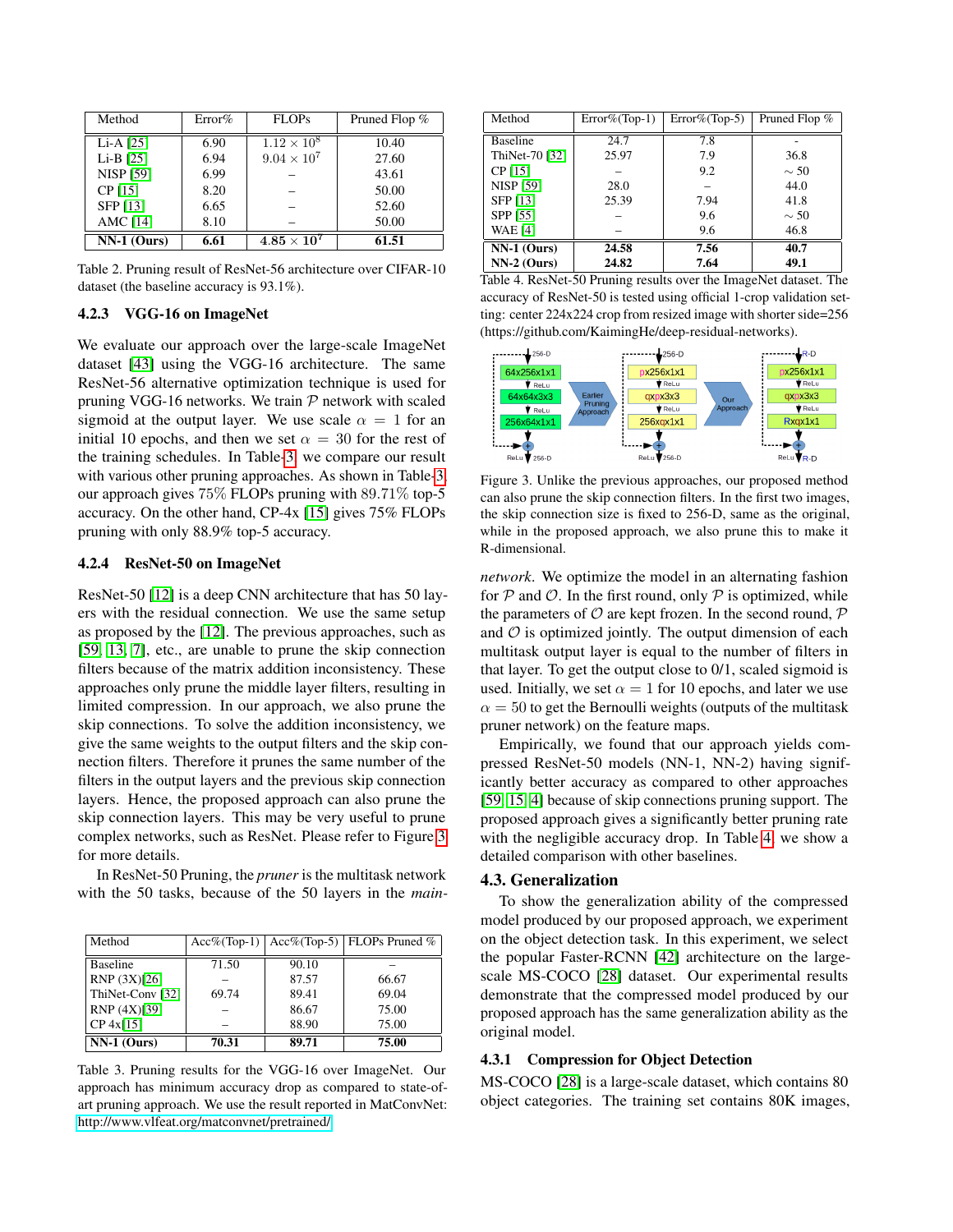| Method | Error% | FLOPs | Pruned Flop % |
|---|---|---|---|
| Li-A [25] | 6.90 | $1.12 \times 10^8$ | 10.40 |
| Li-B [25] | 6.94 | $9.04 \times 10^7$ | 27.60 |
| NISP [59] | 6.99 | – | 43.61 |
| CP [15] | 8.20 | – | 50.00 |
| SFP [13] | 6.65 | – | 52.60 |
| AMC [14] | 8.10 | – | 50.00 |
| **NN-1 (Ours)** | **6.61** | $\mathbf{4.85 \times 10^7}$ | **61.51** |

Table 2. Pruning result of ResNet-56 architecture over CIFAR-10 dataset (the baseline accuracy is 93.1%).

#### 4.2.3 VGG-16 on ImageNet

We evaluate our approach over the large-scale ImageNet dataset [43] using the VGG-16 architecture. The same ResNet-56 alternative optimization technique is used for pruning VGG-16 networks. We train $\mathcal{P}$ network with scaled sigmoid at the output layer. We use scale $\alpha = 1$ for an initial 10 epochs, and then we set $\alpha = 30$ for the rest of the training schedules. In Table-3, we compare our result with various other pruning approaches. As shown in Table-3, our approach gives 75% FLOPs pruning with 89.71% top-5 accuracy. On the other hand, CP-4x [15] gives 75% FLOPs pruning with only 88.9% top-5 accuracy.

#### 4.2.4 ResNet-50 on ImageNet

ResNet-50 [12] is a deep CNN architecture that has 50 layers with the residual connection. We use the same setup as proposed by the [12]. The previous approaches, such as [59, 13, 7], etc., are unable to prune the skip connection filters because of the matrix addition inconsistency. These approaches only prune the middle layer filters, resulting in limited compression. In our approach, we also prune the skip connections. To solve the addition inconsistency, we give the same weights to the output filters and the skip connection filters. Therefore it prunes the same number of the filters in the output layers and the previous skip connection layers. Hence, the proposed approach can also prune the skip connection layers. This may be very useful to prune complex networks, such as ResNet. Please refer to Figure 3 for more details.

In ResNet-50 Pruning, the *pruner* is the multitask network with the 50 tasks, because of the 50 layers in the *main-network*. We optimize the model in an alternating fashion for $\mathcal{P}$ and $\mathcal{O}$. In the first round, only $\mathcal{P}$ is optimized, while the parameters of $\mathcal{O}$ are kept frozen. In the second round, $\mathcal{P}$ and $\mathcal{O}$ is optimized jointly. The output dimension of each multitask output layer is equal to the number of filters in that layer. To get the output close to 0/1, scaled sigmoid is used. Initially, we set $\alpha = 1$ for 10 epochs, and later we use $\alpha = 50$ to get the Bernoulli weights (outputs of the multitask pruner network) on the feature maps.

| Method | Acc%(Top-1) | Acc%(Top-5) | FLOPs Pruned % |
|---|---|---|---|
| Baseline | 71.50 | 90.10 | – |
| RNP (3X)[26] | – | 87.57 | 66.67 |
| ThiNet-Conv [32] | 69.74 | 89.41 | 69.04 |
| RNP (4X)[39] | – | 86.67 | 75.00 |
| CP 4x[15] | – | 88.90 | 75.00 |
| **NN-1 (Ours)** | **70.31** | **89.71** | **75.00** |

Table 3. Pruning results for the VGG-16 over ImageNet. Our approach has minimum accuracy drop as compared to state-of-art pruning approach. We use the result reported in MatConvNet: http://www.vlfeat.org/matconvnet/pretrained/

| Method | Error%(Top-1) | Error%(Top-5) | Pruned Flop % |
|---|---|---|---|
| Baseline | 24.7 | 7.8 | - |
| ThiNet-70 [32] | 25.97 | 7.9 | 36.8 |
| CP [15] | – | 9.2 | $\sim 50$ |
| NISP [59] | 28.0 | – | 44.0 |
| SFP [13] | 25.39 | 7.94 | 41.8 |
| SPP [55] | – | 9.6 | $\sim 50$ |
| WAE [4] | – | 9.6 | 46.8 |
| **NN-1 (Ours)** | **24.58** | **7.56** | **40.7** |
| **NN-2 (Ours)** | **24.82** | **7.64** | **49.1** |

Table 4. ResNet-50 Pruning results over the ImageNet dataset. The accuracy of ResNet-50 is tested using official 1-crop validation setting: center 224x224 crop from resized image with shorter side=256 (https://github.com/KaimingHe/deep-residual-networks).

Figure 3. Unlike the previous approaches, our proposed method can also prune the skip connection filters. In the first two images, the skip connection size is fixed to 256-D, same as the original, while in the proposed approach, we also prune this to make it R-dimensional.

Empirically, we found that our approach yields compressed ResNet-50 models (NN-1, NN-2) having significantly better accuracy as compared to other approaches [59, 15, 4] because of skip connections pruning support. The proposed approach gives a significantly better pruning rate with the negligible accuracy drop. In Table 4, we show a detailed comparison with other baselines.

### 4.3. Generalization

To show the generalization ability of the compressed model produced by our proposed approach, we experiment on the object detection task. In this experiment, we select the popular Faster-RCNN [42] architecture on the large-scale MS-COCO [28] dataset. Our experimental results demonstrate that the compressed model produced by our proposed approach has the same generalization ability as the original model.

#### 4.3.1 Compression for Object Detection

MS-COCO [28] is a large-scale dataset, which contains 80 object categories. The training set contains 80K images,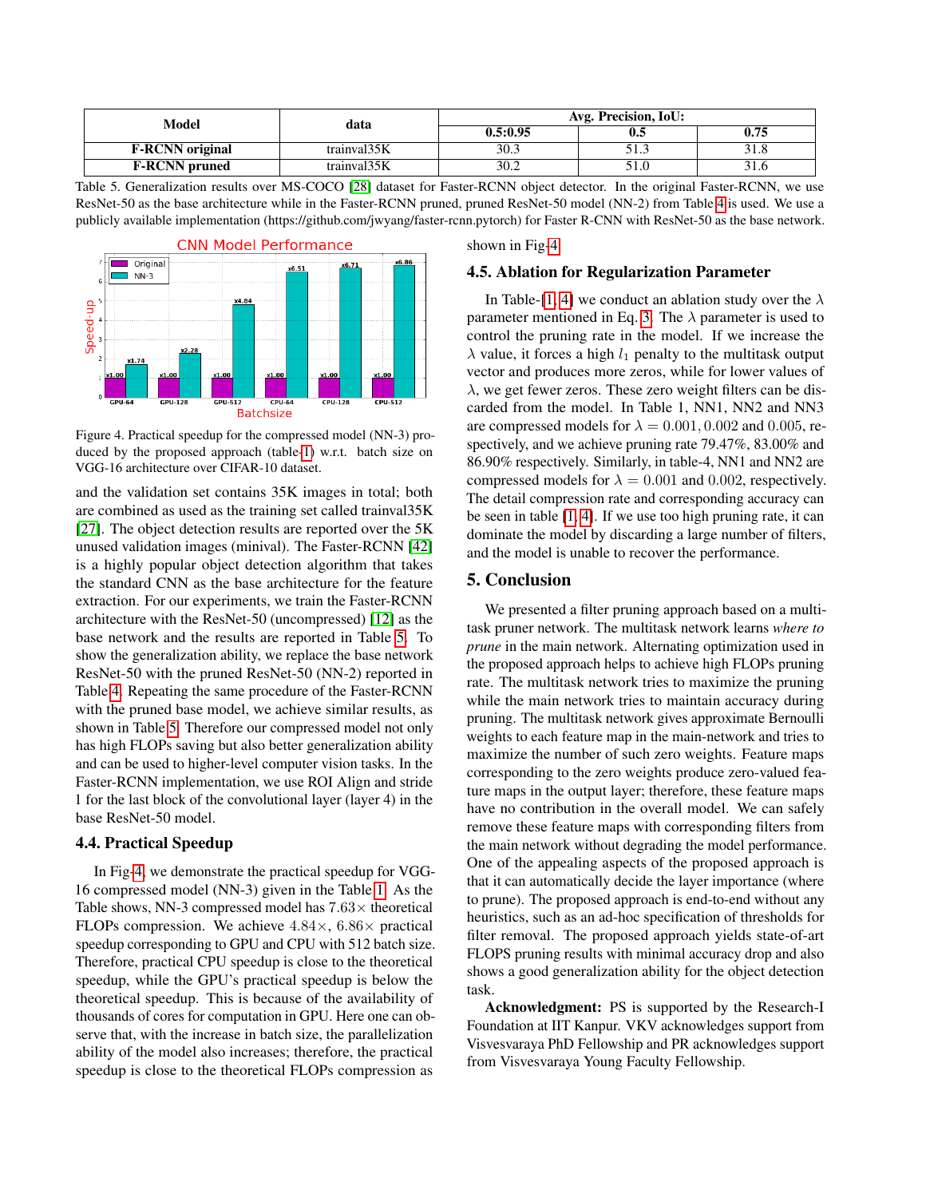| Model | data | Avg. Precision, IoU: | | |
|---|---|---|---|---|
| | | 0.5:0.95 | 0.5 | 0.75 |
| **F-RCNN original** | trainval35K | 30.3 | 51.3 | 31.8 |
| **F-RCNN pruned** | trainval35K | 30.2 | 51.0 | 31.6 |

Table 5. Generalization results over MS-COCO [28] dataset for Faster-RCNN object detector. In the original Faster-RCNN, we use ResNet-50 as the base architecture while in the Faster-RCNN pruned, pruned ResNet-50 model (NN-2) from Table 4 is used. We use a publicly available implementation (https://github.com/jwyang/faster-rcnn.pytorch) for Faster R-CNN with ResNet-50 as the base network.

Figure 4. Practical speedup for the compressed model (NN-3) produced by the proposed approach (table-1) w.r.t. batch size on VGG-16 architecture over CIFAR-10 dataset.

and the validation set contains 35K images in total; both are combined as used as the training set called trainval35K [27]. The object detection results are reported over the 5K unused validation images (minival). The Faster-RCNN [42] is a highly popular object detection algorithm that takes the standard CNN as the base architecture for the feature extraction. For our experiments, we train the Faster-RCNN architecture with the ResNet-50 (uncompressed) [12] as the base network and the results are reported in Table 5. To show the generalization ability, we replace the base network ResNet-50 with the pruned ResNet-50 (NN-2) reported in Table 4. Repeating the same procedure of the Faster-RCNN with the pruned base model, we achieve similar results, as shown in Table 5. Therefore our compressed model not only has high FLOPs saving but also better generalization ability and can be used to higher-level computer vision tasks. In the Faster-RCNN implementation, we use ROI Align and stride 1 for the last block of the convolutional layer (layer 4) in the base ResNet-50 model.

### 4.4. Practical Speedup

In Fig-4, we demonstrate the practical speedup for VGG-16 compressed model (NN-3) given in the Table 1. As the Table shows, NN-3 compressed model has $7.63\times$ theoretical FLOPs compression. We achieve $4.84\times$, $6.86\times$ practical speedup corresponding to GPU and CPU with 512 batch size. Therefore, practical CPU speedup is close to the theoretical speedup, while the GPU's practical speedup is below the theoretical speedup. This is because of the availability of thousands of cores for computation in GPU. Here one can observe that, with the increase in batch size, the parallelization ability of the model also increases; therefore, the practical speedup is close to the theoretical FLOPs compression as shown in Fig-4.

### 4.5. Ablation for Regularization Parameter

In Table-[1, 4] we conduct an ablation study over the $\lambda$ parameter mentioned in Eq. 3. The $\lambda$ parameter is used to control the pruning rate in the model. If we increase the $\lambda$ value, it forces a high $l_1$ penalty to the multitask output vector and produces more zeros, while for lower values of $\lambda$, we get fewer zeros. These zero weight filters can be discarded from the model. In Table 1, NN1, NN2 and NN3 are compressed models for $\lambda = 0.001, 0.002$ and $0.005$, respectively, and we achieve pruning rate 79.47%, 83.00% and 86.90% respectively. Similarly, in table-4, NN1 and NN2 are compressed models for $\lambda = 0.001$ and $0.002$, respectively. The detail compression rate and corresponding accuracy can be seen in table [1, 4]. If we use too high pruning rate, it can dominate the model by discarding a large number of filters, and the model is unable to recover the performance.

## 5. Conclusion

We presented a filter pruning approach based on a multitask pruner network. The multitask network learns *where to prune* in the main network. Alternating optimization used in the proposed approach helps to achieve high FLOPs pruning rate. The multitask network tries to maximize the pruning while the main network tries to maintain accuracy during pruning. The multitask network gives approximate Bernoulli weights to each feature map in the main-network and tries to maximize the number of such zero weights. Feature maps corresponding to the zero weights produce zero-valued feature maps in the output layer; therefore, these feature maps have no contribution in the overall model. We can safely remove these feature maps with corresponding filters from the main network without degrading the model performance. One of the appealing aspects of the proposed approach is that it can automatically decide the layer importance (where to prune). The proposed approach is end-to-end without any heuristics, such as an ad-hoc specification of thresholds for filter removal. The proposed approach yields state-of-art FLOPS pruning results with minimal accuracy drop and also shows a good generalization ability for the object detection task.

**Acknowledgment:** PS is supported by the Research-I Foundation at IIT Kanpur. VKV acknowledges support from Visvesvaraya PhD Fellowship and PR acknowledges support from Visvesvaraya Young Faculty Fellowship.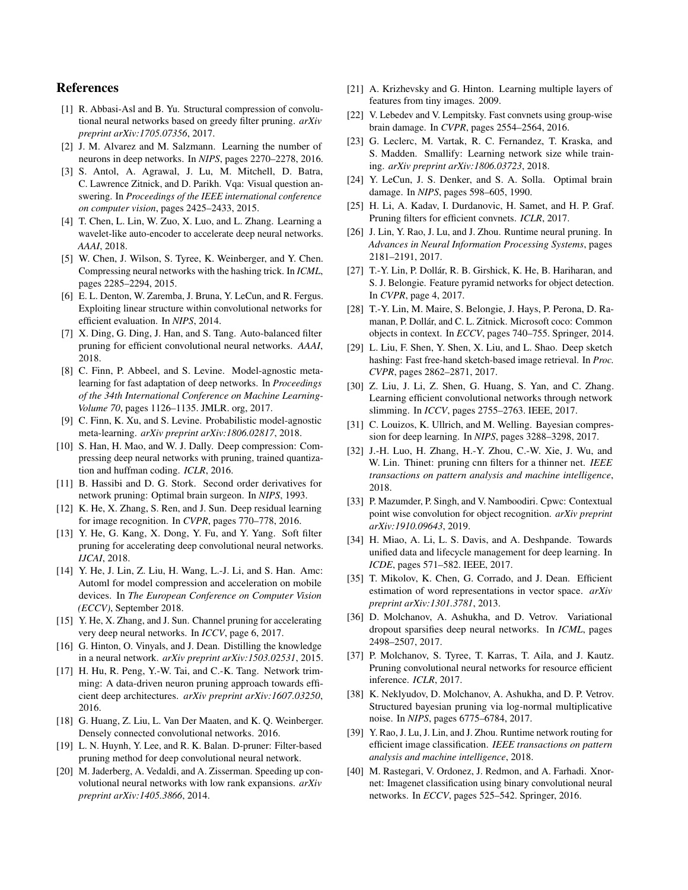# References

[1] R. Abbasi-Asl and B. Yu. Structural compression of convolutional neural networks based on greedy filter pruning. *arXiv preprint arXiv:1705.07356*, 2017.

[2] J. M. Alvarez and M. Salzmann. Learning the number of neurons in deep networks. In *NIPS*, pages 2270–2278, 2016.

[3] S. Antol, A. Agrawal, J. Lu, M. Mitchell, D. Batra, C. Lawrence Zitnick, and D. Parikh. Vqa: Visual question answering. In *Proceedings of the IEEE international conference on computer vision*, pages 2425–2433, 2015.

[4] T. Chen, L. Lin, W. Zuo, X. Luo, and L. Zhang. Learning a wavelet-like auto-encoder to accelerate deep neural networks. *AAAI*, 2018.

[5] W. Chen, J. Wilson, S. Tyree, K. Weinberger, and Y. Chen. Compressing neural networks with the hashing trick. In *ICML*, pages 2285–2294, 2015.

[6] E. L. Denton, W. Zaremba, J. Bruna, Y. LeCun, and R. Fergus. Exploiting linear structure within convolutional networks for efficient evaluation. In *NIPS*, 2014.

[7] X. Ding, G. Ding, J. Han, and S. Tang. Auto-balanced filter pruning for efficient convolutional neural networks. *AAAI*, 2018.

[8] C. Finn, P. Abbeel, and S. Levine. Model-agnostic meta-learning for fast adaptation of deep networks. In *Proceedings of the 34th International Conference on Machine Learning-Volume 70*, pages 1126–1135. JMLR. org, 2017.

[9] C. Finn, K. Xu, and S. Levine. Probabilistic model-agnostic meta-learning. *arXiv preprint arXiv:1806.02817*, 2018.

[10] S. Han, H. Mao, and W. J. Dally. Deep compression: Compressing deep neural networks with pruning, trained quantization and huffman coding. *ICLR*, 2016.

[11] B. Hassibi and D. G. Stork. Second order derivatives for network pruning: Optimal brain surgeon. In *NIPS*, 1993.

[12] K. He, X. Zhang, S. Ren, and J. Sun. Deep residual learning for image recognition. In *CVPR*, pages 770–778, 2016.

[13] Y. He, G. Kang, X. Dong, Y. Fu, and Y. Yang. Soft filter pruning for accelerating deep convolutional neural networks. *IJCAI*, 2018.

[14] Y. He, J. Lin, Z. Liu, H. Wang, L.-J. Li, and S. Han. Amc: Automl for model compression and acceleration on mobile devices. In *The European Conference on Computer Vision (ECCV)*, September 2018.

[15] Y. He, X. Zhang, and J. Sun. Channel pruning for accelerating very deep neural networks. In *ICCV*, page 6, 2017.

[16] G. Hinton, O. Vinyals, and J. Dean. Distilling the knowledge in a neural network. *arXiv preprint arXiv:1503.02531*, 2015.

[17] H. Hu, R. Peng, Y.-W. Tai, and C.-K. Tang. Network trimming: A data-driven neuron pruning approach towards efficient deep architectures. *arXiv preprint arXiv:1607.03250*, 2016.

[18] G. Huang, Z. Liu, L. Van Der Maaten, and K. Q. Weinberger. Densely connected convolutional networks. 2016.

[19] L. N. Huynh, Y. Lee, and R. K. Balan. D-pruner: Filter-based pruning method for deep convolutional neural network.

[20] M. Jaderberg, A. Vedaldi, and A. Zisserman. Speeding up convolutional neural networks with low rank expansions. *arXiv preprint arXiv:1405.3866*, 2014.

[21] A. Krizhevsky and G. Hinton. Learning multiple layers of features from tiny images. 2009.

[22] V. Lebedev and V. Lempitsky. Fast convnets using group-wise brain damage. In *CVPR*, pages 2554–2564, 2016.

[23] G. Leclerc, M. Vartak, R. C. Fernandez, T. Kraska, and S. Madden. Smallify: Learning network size while training. *arXiv preprint arXiv:1806.03723*, 2018.

[24] Y. LeCun, J. S. Denker, and S. A. Solla. Optimal brain damage. In *NIPS*, pages 598–605, 1990.

[25] H. Li, A. Kadav, I. Durdanovic, H. Samet, and H. P. Graf. Pruning filters for efficient convnets. *ICLR*, 2017.

[26] J. Lin, Y. Rao, J. Lu, and J. Zhou. Runtime neural pruning. In *Advances in Neural Information Processing Systems*, pages 2181–2191, 2017.

[27] T.-Y. Lin, P. Dollár, R. B. Girshick, K. He, B. Hariharan, and S. J. Belongie. Feature pyramid networks for object detection. In *CVPR*, page 4, 2017.

[28] T.-Y. Lin, M. Maire, S. Belongie, J. Hays, P. Perona, D. Ramanan, P. Dollár, and C. L. Zitnick. Microsoft coco: Common objects in context. In *ECCV*, pages 740–755. Springer, 2014.

[29] L. Liu, F. Shen, Y. Shen, X. Liu, and L. Shao. Deep sketch hashing: Fast free-hand sketch-based image retrieval. In *Proc. CVPR*, pages 2862–2871, 2017.

[30] Z. Liu, J. Li, Z. Shen, G. Huang, S. Yan, and C. Zhang. Learning efficient convolutional networks through network slimming. In *ICCV*, pages 2755–2763. IEEE, 2017.

[31] C. Louizos, K. Ullrich, and M. Welling. Bayesian compression for deep learning. In *NIPS*, pages 3288–3298, 2017.

[32] J.-H. Luo, H. Zhang, H.-Y. Zhou, C.-W. Xie, J. Wu, and W. Lin. Thinet: pruning cnn filters for a thinner net. *IEEE transactions on pattern analysis and machine intelligence*, 2018.

[33] P. Mazumder, P. Singh, and V. Namboodiri. Cpwc: Contextual point wise convolution for object recognition. *arXiv preprint arXiv:1910.09643*, 2019.

[34] H. Miao, A. Li, L. S. Davis, and A. Deshpande. Towards unified data and lifecycle management for deep learning. In *ICDE*, pages 571–582. IEEE, 2017.

[35] T. Mikolov, K. Chen, G. Corrado, and J. Dean. Efficient estimation of word representations in vector space. *arXiv preprint arXiv:1301.3781*, 2013.

[36] D. Molchanov, A. Ashukha, and D. Vetrov. Variational dropout sparsifies deep neural networks. In *ICML*, pages 2498–2507, 2017.

[37] P. Molchanov, S. Tyree, T. Karras, T. Aila, and J. Kautz. Pruning convolutional neural networks for resource efficient inference. *ICLR*, 2017.

[38] K. Neklyudov, D. Molchanov, A. Ashukha, and D. P. Vetrov. Structured bayesian pruning via log-normal multiplicative noise. In *NIPS*, pages 6775–6784, 2017.

[39] Y. Rao, J. Lu, J. Lin, and J. Zhou. Runtime network routing for efficient image classification. *IEEE transactions on pattern analysis and machine intelligence*, 2018.

[40] M. Rastegari, V. Ordonez, J. Redmon, and A. Farhadi. Xnor-net: Imagenet classification using binary convolutional neural networks. In *ECCV*, pages 525–542. Springer, 2016.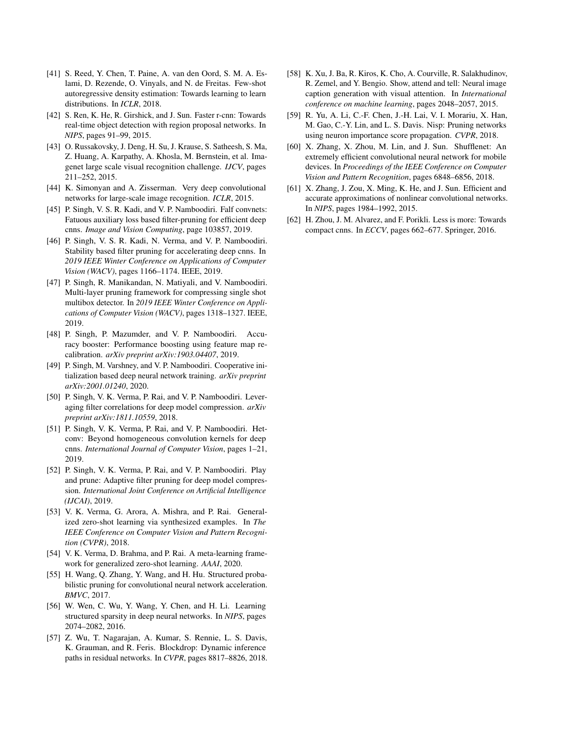[41] S. Reed, Y. Chen, T. Paine, A. van den Oord, S. M. A. Eslami, D. Rezende, O. Vinyals, and N. de Freitas. Few-shot autoregressive density estimation: Towards learning to learn distributions. In *ICLR*, 2018.

[42] S. Ren, K. He, R. Girshick, and J. Sun. Faster r-cnn: Towards real-time object detection with region proposal networks. In *NIPS*, pages 91–99, 2015.

[43] O. Russakovsky, J. Deng, H. Su, J. Krause, S. Satheesh, S. Ma, Z. Huang, A. Karpathy, A. Khosla, M. Bernstein, et al. Imagenet large scale visual recognition challenge. *IJCV*, pages 211–252, 2015.

[44] K. Simonyan and A. Zisserman. Very deep convolutional networks for large-scale image recognition. *ICLR*, 2015.

[45] P. Singh, V. S. R. Kadi, and V. P. Namboodiri. Falf convnets: Fatuous auxiliary loss based filter-pruning for efficient deep cnns. *Image and Vision Computing*, page 103857, 2019.

[46] P. Singh, V. S. R. Kadi, N. Verma, and V. P. Namboodiri. Stability based filter pruning for accelerating deep cnns. In *2019 IEEE Winter Conference on Applications of Computer Vision (WACV)*, pages 1166–1174. IEEE, 2019.

[47] P. Singh, R. Manikandan, N. Matiyali, and V. Namboodiri. Multi-layer pruning framework for compressing single shot multibox detector. In *2019 IEEE Winter Conference on Applications of Computer Vision (WACV)*, pages 1318–1327. IEEE, 2019.

[48] P. Singh, P. Mazumder, and V. P. Namboodiri. Accuracy booster: Performance boosting using feature map recalibration. *arXiv preprint arXiv:1903.04407*, 2019.

[49] P. Singh, M. Varshney, and V. P. Namboodiri. Cooperative initialization based deep neural network training. *arXiv preprint arXiv:2001.01240*, 2020.

[50] P. Singh, V. K. Verma, P. Rai, and V. P. Namboodiri. Leveraging filter correlations for deep model compression. *arXiv preprint arXiv:1811.10559*, 2018.

[51] P. Singh, V. K. Verma, P. Rai, and V. P. Namboodiri. Hetconv: Beyond homogeneous convolution kernels for deep cnns. *International Journal of Computer Vision*, pages 1–21, 2019.

[52] P. Singh, V. K. Verma, P. Rai, and V. P. Namboodiri. Play and prune: Adaptive filter pruning for deep model compression. *International Joint Conference on Artificial Intelligence (IJCAI)*, 2019.

[53] V. K. Verma, G. Arora, A. Mishra, and P. Rai. Generalized zero-shot learning via synthesized examples. In *The IEEE Conference on Computer Vision and Pattern Recognition (CVPR)*, 2018.

[54] V. K. Verma, D. Brahma, and P. Rai. A meta-learning framework for generalized zero-shot learning. *AAAI*, 2020.

[55] H. Wang, Q. Zhang, Y. Wang, and H. Hu. Structured probabilistic pruning for convolutional neural network acceleration. *BMVC*, 2017.

[56] W. Wen, C. Wu, Y. Wang, Y. Chen, and H. Li. Learning structured sparsity in deep neural networks. In *NIPS*, pages 2074–2082, 2016.

[57] Z. Wu, T. Nagarajan, A. Kumar, S. Rennie, L. S. Davis, K. Grauman, and R. Feris. Blockdrop: Dynamic inference paths in residual networks. In *CVPR*, pages 8817–8826, 2018.

[58] K. Xu, J. Ba, R. Kiros, K. Cho, A. Courville, R. Salakhudinov, R. Zemel, and Y. Bengio. Show, attend and tell: Neural image caption generation with visual attention. In *International conference on machine learning*, pages 2048–2057, 2015.

[59] R. Yu, A. Li, C.-F. Chen, J.-H. Lai, V. I. Morariu, X. Han, M. Gao, C.-Y. Lin, and L. S. Davis. Nisp: Pruning networks using neuron importance score propagation. *CVPR*, 2018.

[60] X. Zhang, X. Zhou, M. Lin, and J. Sun. Shufflenet: An extremely efficient convolutional neural network for mobile devices. In *Proceedings of the IEEE Conference on Computer Vision and Pattern Recognition*, pages 6848–6856, 2018.

[61] X. Zhang, J. Zou, X. Ming, K. He, and J. Sun. Efficient and accurate approximations of nonlinear convolutional networks. In *NIPS*, pages 1984–1992, 2015.

[62] H. Zhou, J. M. Alvarez, and F. Porikli. Less is more: Towards compact cnns. In *ECCV*, pages 662–677. Springer, 2016.